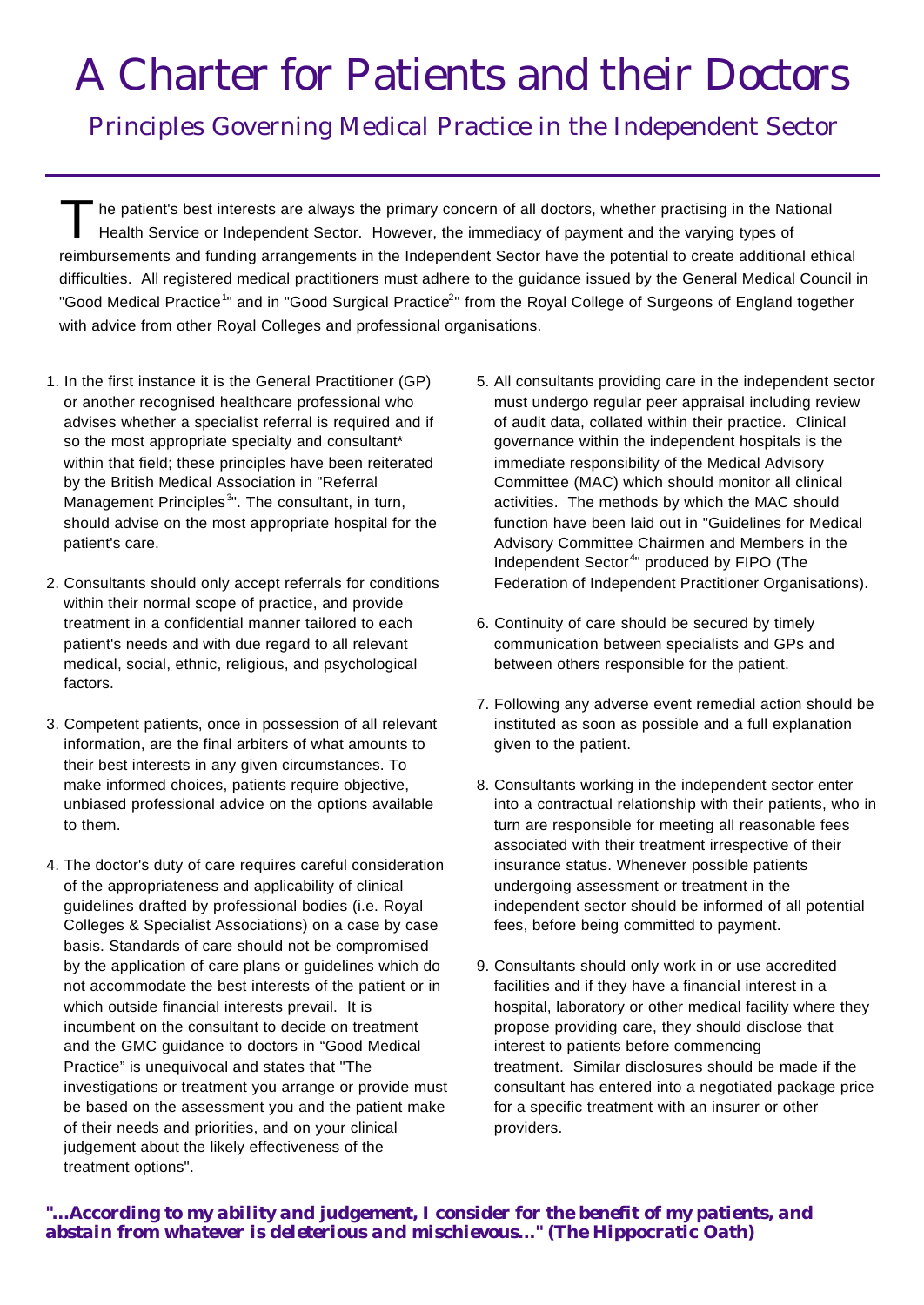# A Charter for Patients and their Doctors

## Principles Governing Medical Practice in the Independent Sector

The patient's best interests are always the primary concern of all doctors, whether practising in the National Health Service or Independent Sector. However, the immediacy of payment and the varying types of reimbursements and funding arrangements in the Independent Sector have the potential to create additional ethical difficulties. All registered medical practitioners must adhere to the guidance issued by the General Medical Council in "Good Medical Practice[1]" and in "Good Surgical Practice[2]" from the Royal College of Surgeons of England together with advice from other Royal Colleges and professional organisations.

1. In the first instance it is the General Practitioner (GP) or another recognised healthcare professional who advises whether a specialist referral is required and if so the most appropriate specialty and consultant* within that field; these principles have been reiterated by the British Medical Association in "Referral Management Principles[3]". The consultant, in turn, should advise on the most appropriate hospital for the patient's care.

2. Consultants should only accept referrals for conditions within their normal scope of practice, and provide treatment in a confidential manner tailored to each patient's needs and with due regard to all relevant medical, social, ethnic, religious, and psychological factors.

3. Competent patients, once in possession of all relevant information, are the final arbiters of what amounts to their best interests in any given circumstances. To make informed choices, patients require objective, unbiased professional advice on the options available to them.

4. The doctor's duty of care requires careful consideration of the appropriateness and applicability of clinical guidelines drafted by professional bodies (i.e. Royal Colleges & Specialist Associations) on a case by case basis. Standards of care should not be compromised by the application of care plans or guidelines which do not accommodate the best interests of the patient or in which outside financial interests prevail. It is incumbent on the consultant to decide on treatment and the GMC guidance to doctors in "Good Medical Practice" is unequivocal and states that "The investigations or treatment you arrange or provide must be based on the assessment you and the patient make of their needs and priorities, and on your clinical judgement about the likely effectiveness of the treatment options".

5. All consultants providing care in the independent sector must undergo regular peer appraisal including review of audit data, collated within their practice. Clinical governance within the independent hospitals is the immediate responsibility of the Medical Advisory Committee (MAC) which should monitor all clinical activities. The methods by which the MAC should function have been laid out in "Guidelines for Medical Advisory Committee Chairmen and Members in the Independent Sector[4]" produced by FIPO (The Federation of Independent Practitioner Organisations).

6. Continuity of care should be secured by timely communication between specialists and GPs and between others responsible for the patient.

7. Following any adverse event remedial action should be instituted as soon as possible and a full explanation given to the patient.

8. Consultants working in the independent sector enter into a contractual relationship with their patients, who in turn are responsible for meeting all reasonable fees associated with their treatment irrespective of their insurance status. Whenever possible patients undergoing assessment or treatment in the independent sector should be informed of all potential fees, before being committed to payment.

9. Consultants should only work in or use accredited facilities and if they have a financial interest in a hospital, laboratory or other medical facility where they propose providing care, they should disclose that interest to patients before commencing treatment. Similar disclosures should be made if the consultant has entered into a negotiated package price for a specific treatment with an insurer or other providers.

***"...According to my ability and judgement, I consider for the benefit of my patients, and abstain from whatever is deleterious and mischievous..." (The Hippocratic Oath)***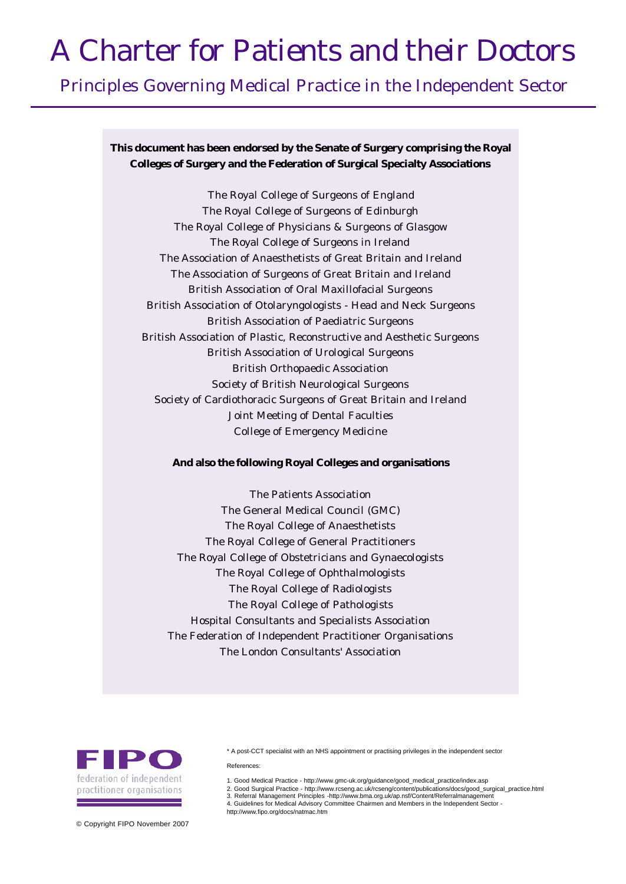# A Charter for Patients and their Doctors

## Principles Governing Medical Practice in the Independent Sector

**This document has been endorsed by the Senate of Surgery comprising the Royal Colleges of Surgery and the Federation of Surgical Specialty Associations**

The Royal College of Surgeons of England
The Royal College of Surgeons of Edinburgh
The Royal College of Physicians & Surgeons of Glasgow
The Royal College of Surgeons in Ireland
The Association of Anaesthetists of Great Britain and Ireland
The Association of Surgeons of Great Britain and Ireland
British Association of Oral Maxillofacial Surgeons
British Association of Otolaryngologists - Head and Neck Surgeons
British Association of Paediatric Surgeons
British Association of Plastic, Reconstructive and Aesthetic Surgeons
British Association of Urological Surgeons
British Orthopaedic Association
Society of British Neurological Surgeons
Society of Cardiothoracic Surgeons of Great Britain and Ireland
Joint Meeting of Dental Faculties
College of Emergency Medicine

**And also the following Royal Colleges and organisations**

The Patients Association
The General Medical Council (GMC)
The Royal College of Anaesthetists
The Royal College of General Practitioners
The Royal College of Obstetricians and Gynaecologists
The Royal College of Ophthalmologists
The Royal College of Radiologists
The Royal College of Pathologists
Hospital Consultants and Specialists Association
The Federation of Independent Practitioner Organisations
The London Consultants' Association

FIPO
federation of independent practitioner organisations

* A post-CCT specialist with an NHS appointment or practising privileges in the independent sector

References:

1. Good Medical Practice - http://www.gmc-uk.org/guidance/good_medical_practice/index.asp
2. Good Surgical Practice - http://www.rcseng.ac.uk/rcseng/content/publications/docs/good_surgical_practice.html
3. Referral Management Principles -http://www.bma.org.uk/ap.nsf/Content/Referralmanagement
4. Guidelines for Medical Advisory Committee Chairmen and Members in the Independent Sector - http://www.fipo.org/docs/natmac.htm

© Copyright FIPO November 2007